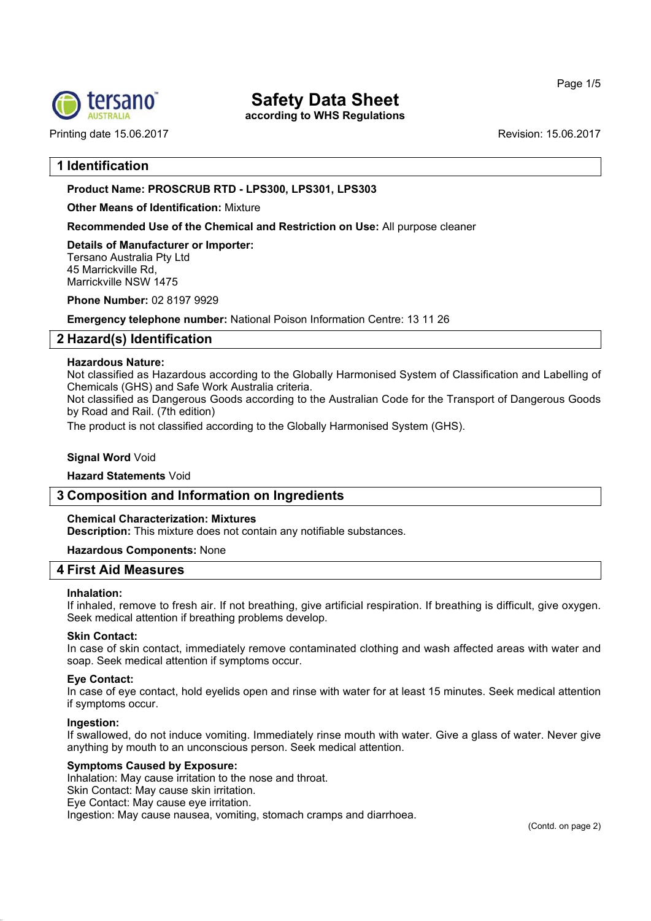# Safety Data Sheet

according to WHS Regulations

Printing date 15.06.2017 Revision: 15.06.2017

## 1 Identification

**Product Name: PROSCRUB RTD - LPS300, LPS301, LPS303**

**Other Means of Identification:** Mixture

**Recommended Use of the Chemical and Restriction on Use:** All purpose cleaner

**Details of Manufacturer or Importer:**
Tersano Australia Pty Ltd
45 Marrickville Rd,
Marrickville NSW 1475

**Phone Number:** 02 8197 9929

**Emergency telephone number:** National Poison Information Centre: 13 11 26

## 2 Hazard(s) Identification

**Hazardous Nature:**
Not classified as Hazardous according to the Globally Harmonised System of Classification and Labelling of Chemicals (GHS) and Safe Work Australia criteria.
Not classified as Dangerous Goods according to the Australian Code for the Transport of Dangerous Goods by Road and Rail. (7th edition)
The product is not classified according to the Globally Harmonised System (GHS).

**Signal Word** Void

**Hazard Statements** Void

## 3 Composition and Information on Ingredients

**Chemical Characterization: Mixtures**
**Description:** This mixture does not contain any notifiable substances.

**Hazardous Components:** None

## 4 First Aid Measures

**Inhalation:**
If inhaled, remove to fresh air. If not breathing, give artificial respiration. If breathing is difficult, give oxygen. Seek medical attention if breathing problems develop.

**Skin Contact:**
In case of skin contact, immediately remove contaminated clothing and wash affected areas with water and soap. Seek medical attention if symptoms occur.

**Eye Contact:**
In case of eye contact, hold eyelids open and rinse with water for at least 15 minutes. Seek medical attention if symptoms occur.

**Ingestion:**
If swallowed, do not induce vomiting. Immediately rinse mouth with water. Give a glass of water. Never give anything by mouth to an unconscious person. Seek medical attention.

**Symptoms Caused by Exposure:**
Inhalation: May cause irritation to the nose and throat.
Skin Contact: May cause skin irritation.
Eye Contact: May cause eye irritation.
Ingestion: May cause nausea, vomiting, stomach cramps and diarrhoea.

(Contd. on page 2)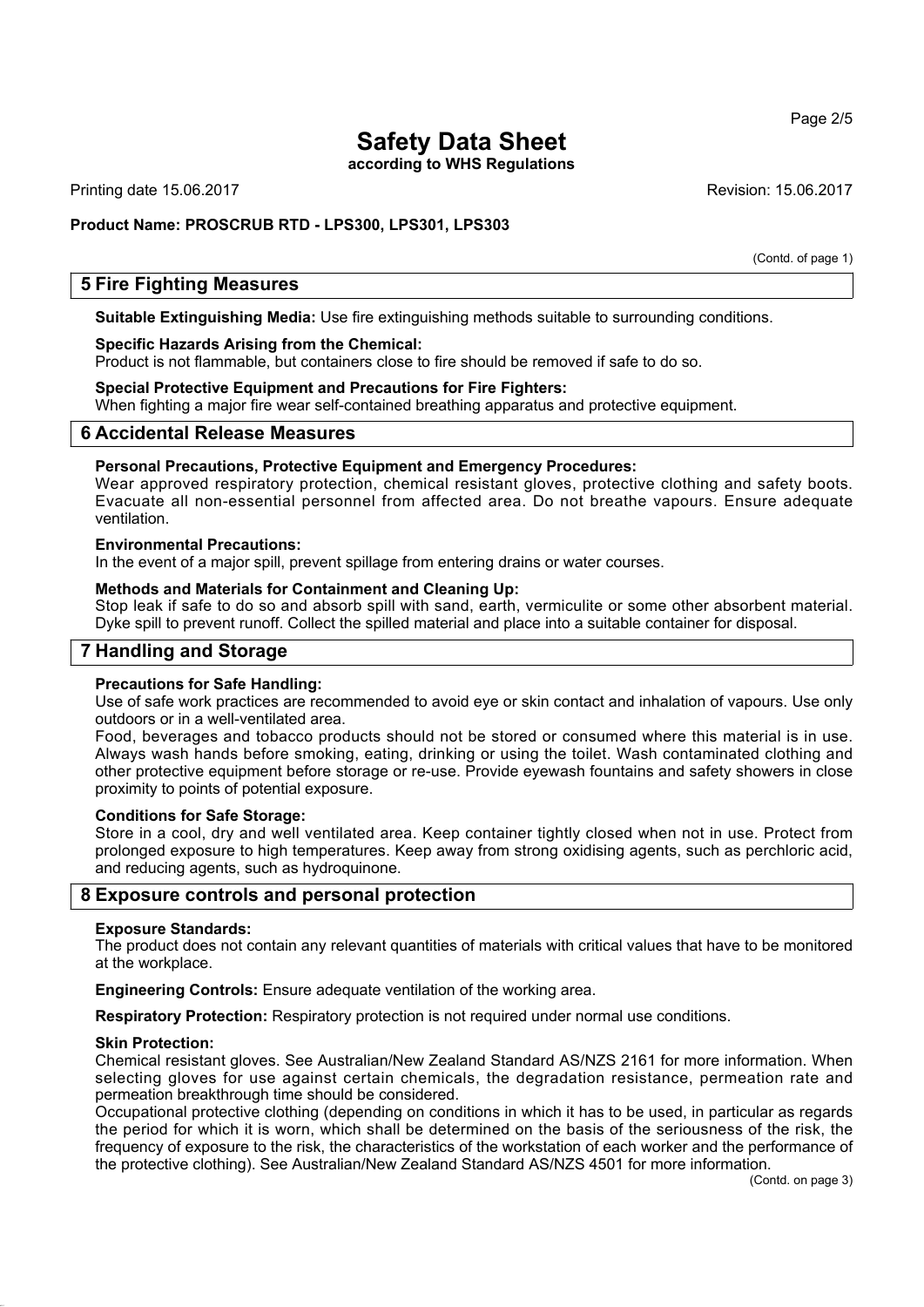# Safety Data Sheet

**according to WHS Regulations**

Printing date 15.06.2017 Revision: 15.06.2017

**Product Name: PROSCRUB RTD - LPS300, LPS301, LPS303**

(Contd. of page 1)

## 5 Fire Fighting Measures

**Suitable Extinguishing Media:** Use fire extinguishing methods suitable to surrounding conditions.

**Specific Hazards Arising from the Chemical:**
Product is not flammable, but containers close to fire should be removed if safe to do so.

**Special Protective Equipment and Precautions for Fire Fighters:**
When fighting a major fire wear self-contained breathing apparatus and protective equipment.

## 6 Accidental Release Measures

**Personal Precautions, Protective Equipment and Emergency Procedures:**
Wear approved respiratory protection, chemical resistant gloves, protective clothing and safety boots. Evacuate all non-essential personnel from affected area. Do not breathe vapours. Ensure adequate ventilation.

**Environmental Precautions:**
In the event of a major spill, prevent spillage from entering drains or water courses.

**Methods and Materials for Containment and Cleaning Up:**
Stop leak if safe to do so and absorb spill with sand, earth, vermiculite or some other absorbent material. Dyke spill to prevent runoff. Collect the spilled material and place into a suitable container for disposal.

## 7 Handling and Storage

**Precautions for Safe Handling:**
Use of safe work practices are recommended to avoid eye or skin contact and inhalation of vapours. Use only outdoors or in a well-ventilated area.
Food, beverages and tobacco products should not be stored or consumed where this material is in use. Always wash hands before smoking, eating, drinking or using the toilet. Wash contaminated clothing and other protective equipment before storage or re-use. Provide eyewash fountains and safety showers in close proximity to points of potential exposure.

**Conditions for Safe Storage:**
Store in a cool, dry and well ventilated area. Keep container tightly closed when not in use. Protect from prolonged exposure to high temperatures. Keep away from strong oxidising agents, such as perchloric acid, and reducing agents, such as hydroquinone.

## 8 Exposure controls and personal protection

**Exposure Standards:**
The product does not contain any relevant quantities of materials with critical values that have to be monitored at the workplace.

**Engineering Controls:** Ensure adequate ventilation of the working area.

**Respiratory Protection:** Respiratory protection is not required under normal use conditions.

**Skin Protection:**
Chemical resistant gloves. See Australian/New Zealand Standard AS/NZS 2161 for more information. When selecting gloves for use against certain chemicals, the degradation resistance, permeation rate and permeation breakthrough time should be considered.
Occupational protective clothing (depending on conditions in which it has to be used, in particular as regards the period for which it is worn, which shall be determined on the basis of the seriousness of the risk, the frequency of exposure to the risk, the characteristics of the workstation of each worker and the performance of the protective clothing). See Australian/New Zealand Standard AS/NZS 4501 for more information.

(Contd. on page 3)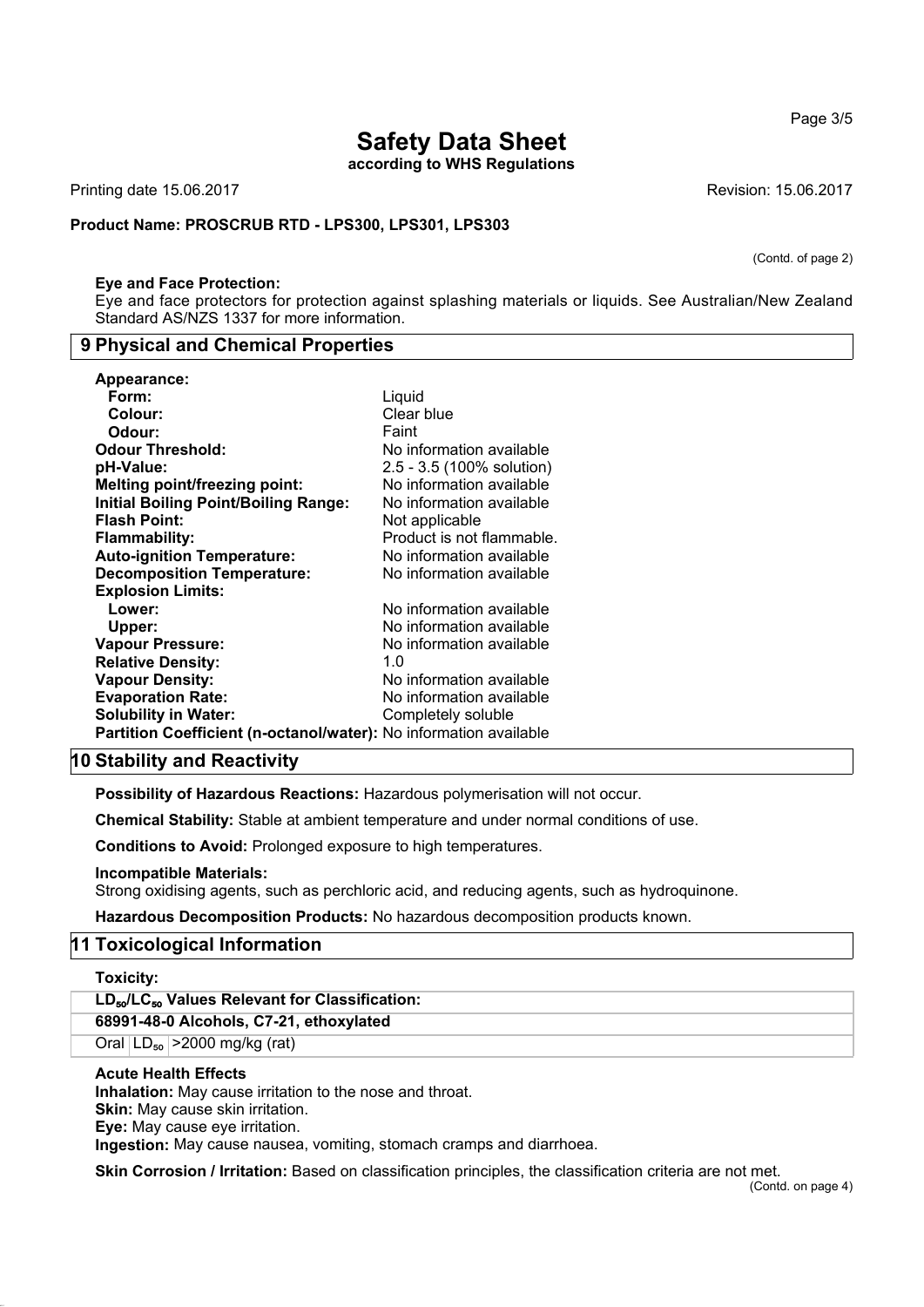# Safety Data Sheet

**according to WHS Regulations**

Printing date 15.06.2017 Revision: 15.06.2017

**Product Name: PROSCRUB RTD - LPS300, LPS301, LPS303**

(Contd. of page 2)

**Eye and Face Protection:**
Eye and face protectors for protection against splashing materials or liquids. See Australian/New Zealand Standard AS/NZS 1337 for more information.

## 9 Physical and Chemical Properties

| | |
|---|---|
| **Appearance:** | |
| **Form:** | Liquid |
| **Colour:** | Clear blue |
| **Odour:** | Faint |
| **Odour Threshold:** | No information available |
| **pH-Value:** | 2.5 - 3.5 (100% solution) |
| **Melting point/freezing point:** | No information available |
| **Initial Boiling Point/Boiling Range:** | No information available |
| **Flash Point:** | Not applicable |
| **Flammability:** | Product is not flammable. |
| **Auto-ignition Temperature:** | No information available |
| **Decomposition Temperature:** | No information available |
| **Explosion Limits:** | |
| **Lower:** | No information available |
| **Upper:** | No information available |
| **Vapour Pressure:** | No information available |
| **Relative Density:** | 1.0 |
| **Vapour Density:** | No information available |
| **Evaporation Rate:** | No information available |
| **Solubility in Water:** | Completely soluble |
| **Partition Coefficient (n-octanol/water):** | No information available |

## 10 Stability and Reactivity

**Possibility of Hazardous Reactions:** Hazardous polymerisation will not occur.

**Chemical Stability:** Stable at ambient temperature and under normal conditions of use.

**Conditions to Avoid:** Prolonged exposure to high temperatures.

**Incompatible Materials:**
Strong oxidising agents, such as perchloric acid, and reducing agents, such as hydroquinone.

**Hazardous Decomposition Products:** No hazardous decomposition products known.

## 11 Toxicological Information

**Toxicity:**

| **$LD_{50}$/$LC_{50}$ Values Relevant for Classification:** | | |
|---|---|---|
| **68991-48-0 Alcohols, C7-21, ethoxylated** | | |
| Oral | $LD_{50}$ | >2000 mg/kg (rat) |

**Acute Health Effects**
**Inhalation:** May cause irritation to the nose and throat.
**Skin:** May cause skin irritation.
**Eye:** May cause eye irritation.
**Ingestion:** May cause nausea, vomiting, stomach cramps and diarrhoea.

**Skin Corrosion / Irritation:** Based on classification principles, the classification criteria are not met.

(Contd. on page 4)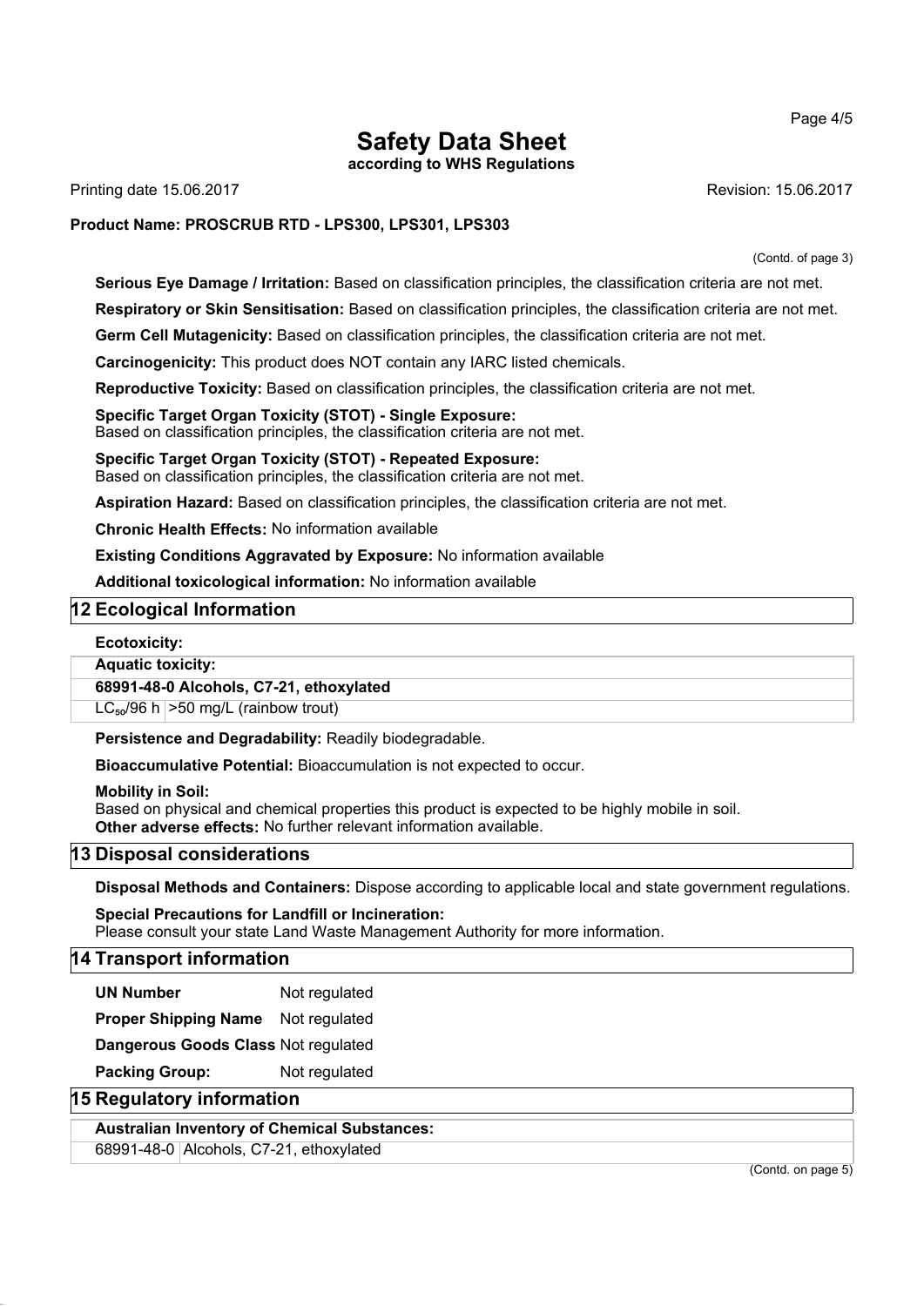# Safety Data Sheet

**according to WHS Regulations**

Printing date 15.06.2017 Revision: 15.06.2017

**Product Name: PROSCRUB RTD - LPS300, LPS301, LPS303**

(Contd. of page 3)

**Serious Eye Damage / Irritation:** Based on classification principles, the classification criteria are not met.

**Respiratory or Skin Sensitisation:** Based on classification principles, the classification criteria are not met.

**Germ Cell Mutagenicity:** Based on classification principles, the classification criteria are not met.

**Carcinogenicity:** This product does NOT contain any IARC listed chemicals.

**Reproductive Toxicity:** Based on classification principles, the classification criteria are not met.

**Specific Target Organ Toxicity (STOT) - Single Exposure:**
Based on classification principles, the classification criteria are not met.

**Specific Target Organ Toxicity (STOT) - Repeated Exposure:**
Based on classification principles, the classification criteria are not met.

**Aspiration Hazard:** Based on classification principles, the classification criteria are not met.

**Chronic Health Effects:** No information available

**Existing Conditions Aggravated by Exposure:** No information available

**Additional toxicological information:** No information available

## 12 Ecological Information

**Ecotoxicity:**

| **Aquatic toxicity:** | |
|---|---|
| **68991-48-0 Alcohols, C7-21, ethoxylated** | |
| $LC_{50}$/96 h | >50 mg/L (rainbow trout) |

**Persistence and Degradability:** Readily biodegradable.

**Bioaccumulative Potential:** Bioaccumulation is not expected to occur.

**Mobility in Soil:**
Based on physical and chemical properties this product is expected to be highly mobile in soil.
**Other adverse effects:** No further relevant information available.

## 13 Disposal considerations

**Disposal Methods and Containers:** Dispose according to applicable local and state government regulations.

**Special Precautions for Landfill or Incineration:**
Please consult your state Land Waste Management Authority for more information.

## 14 Transport information

**UN Number** Not regulated

**Proper Shipping Name** Not regulated

**Dangerous Goods Class** Not regulated

**Packing Group:** Not regulated

## 15 Regulatory information

| **Australian Inventory of Chemical Substances:** | |
|---|---|
| 68991-48-0 | Alcohols, C7-21, ethoxylated |

(Contd. on page 5)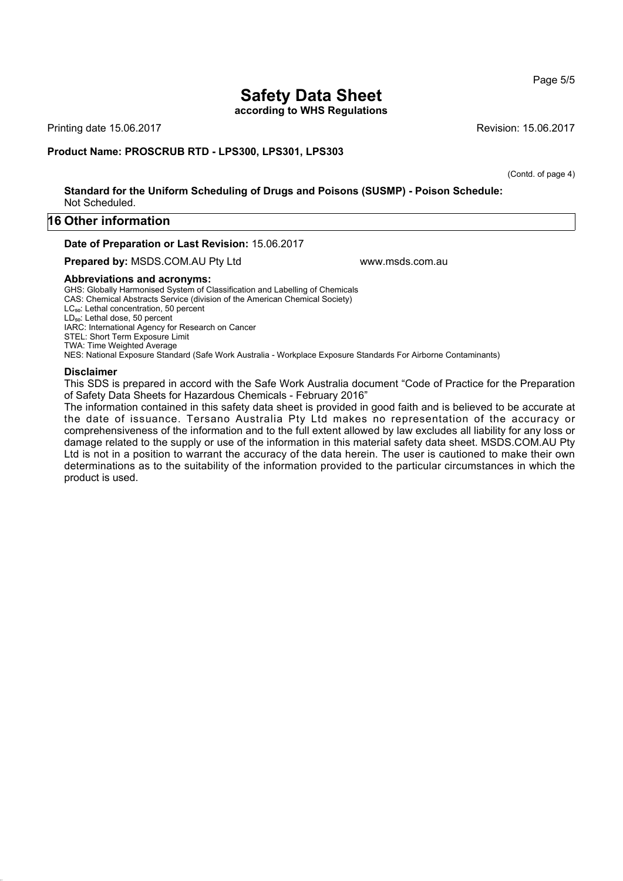(Contd. of page 4)

**Standard for the Uniform Scheduling of Drugs and Poisons (SUSMP) - Poison Schedule:**
Not Scheduled.

## 16 Other information

**Date of Preparation or Last Revision:** 15.06.2017

**Prepared by:** MSDS.COM.AU Pty Ltd www.msds.com.au

**Abbreviations and acronyms:**

GHS: Globally Harmonised System of Classification and Labelling of Chemicals
CAS: Chemical Abstracts Service (division of the American Chemical Society)
$LC_{50}$: Lethal concentration, 50 percent
$LD_{50}$: Lethal dose, 50 percent
IARC: International Agency for Research on Cancer
STEL: Short Term Exposure Limit
TWA: Time Weighted Average
NES: National Exposure Standard (Safe Work Australia - Workplace Exposure Standards For Airborne Contaminants)

**Disclaimer**

This SDS is prepared in accord with the Safe Work Australia document "Code of Practice for the Preparation of Safety Data Sheets for Hazardous Chemicals - February 2016"

The information contained in this safety data sheet is provided in good faith and is believed to be accurate at the date of issuance. Tersano Australia Pty Ltd makes no representation of the accuracy or comprehensiveness of the information and to the full extent allowed by law excludes all liability for any loss or damage related to the supply or use of the information in this material safety data sheet. MSDS.COM.AU Pty Ltd is not in a position to warrant the accuracy of the data herein. The user is cautioned to make their own determinations as to the suitability of the information provided to the particular circumstances in which the product is used.